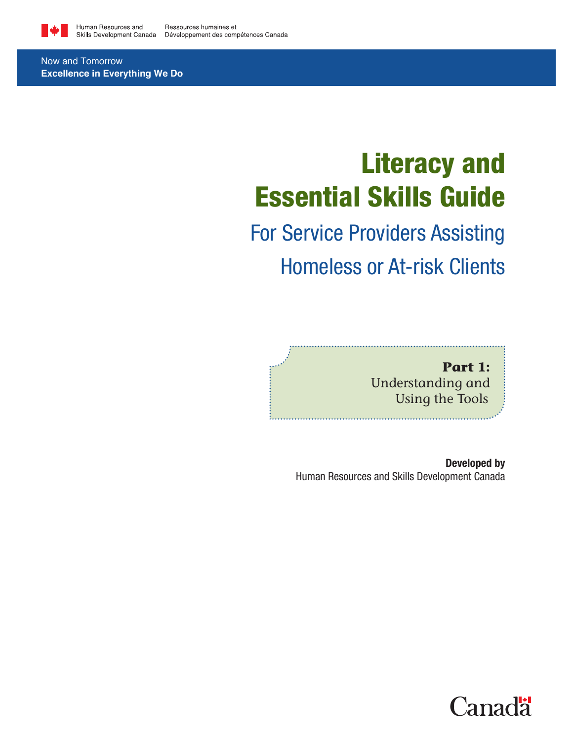Human Resources and Skills Development Canada    Ressources humaines et Développement des compétences Canada

Now and Tomorrow
**Excellence in Everything We Do**

# Literacy and Essential Skills Guide

## For Service Providers Assisting Homeless or At-risk Clients

**Part 1:**
Understanding and Using the Tools

**Developed by**
Human Resources and Skills Development Canada

Canada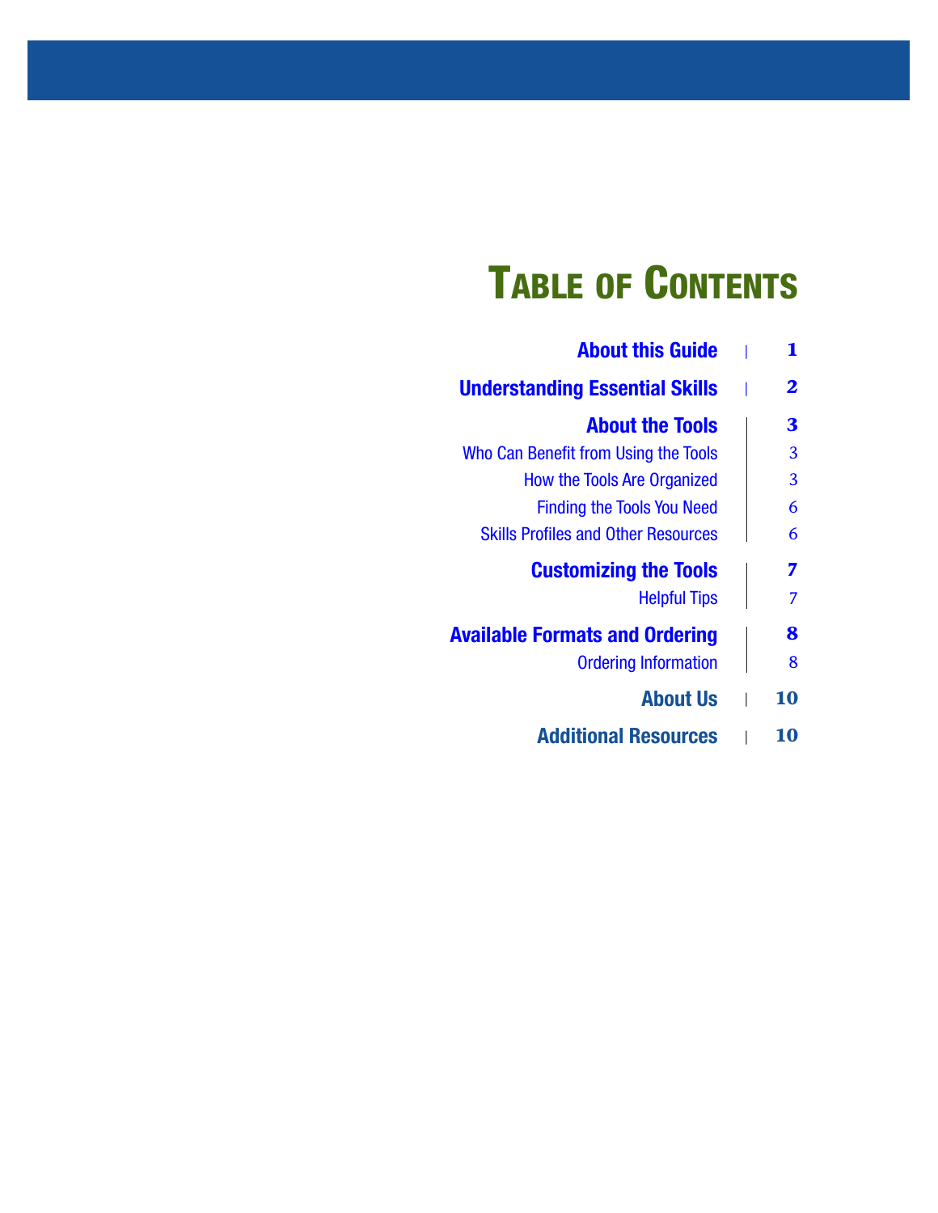# Table of Contents

| | |
|---|---|
| **About this Guide** | **1** |
| **Understanding Essential Skills** | **2** |
| **About the Tools** | **3** |
| Who Can Benefit from Using the Tools | 3 |
| How the Tools Are Organized | 3 |
| Finding the Tools You Need | 6 |
| Skills Profiles and Other Resources | 6 |
| **Customizing the Tools** | **7** |
| Helpful Tips | 7 |
| **Available Formats and Ordering** | **8** |
| Ordering Information | 8 |
| **About Us** | **10** |
| **Additional Resources** | **10** |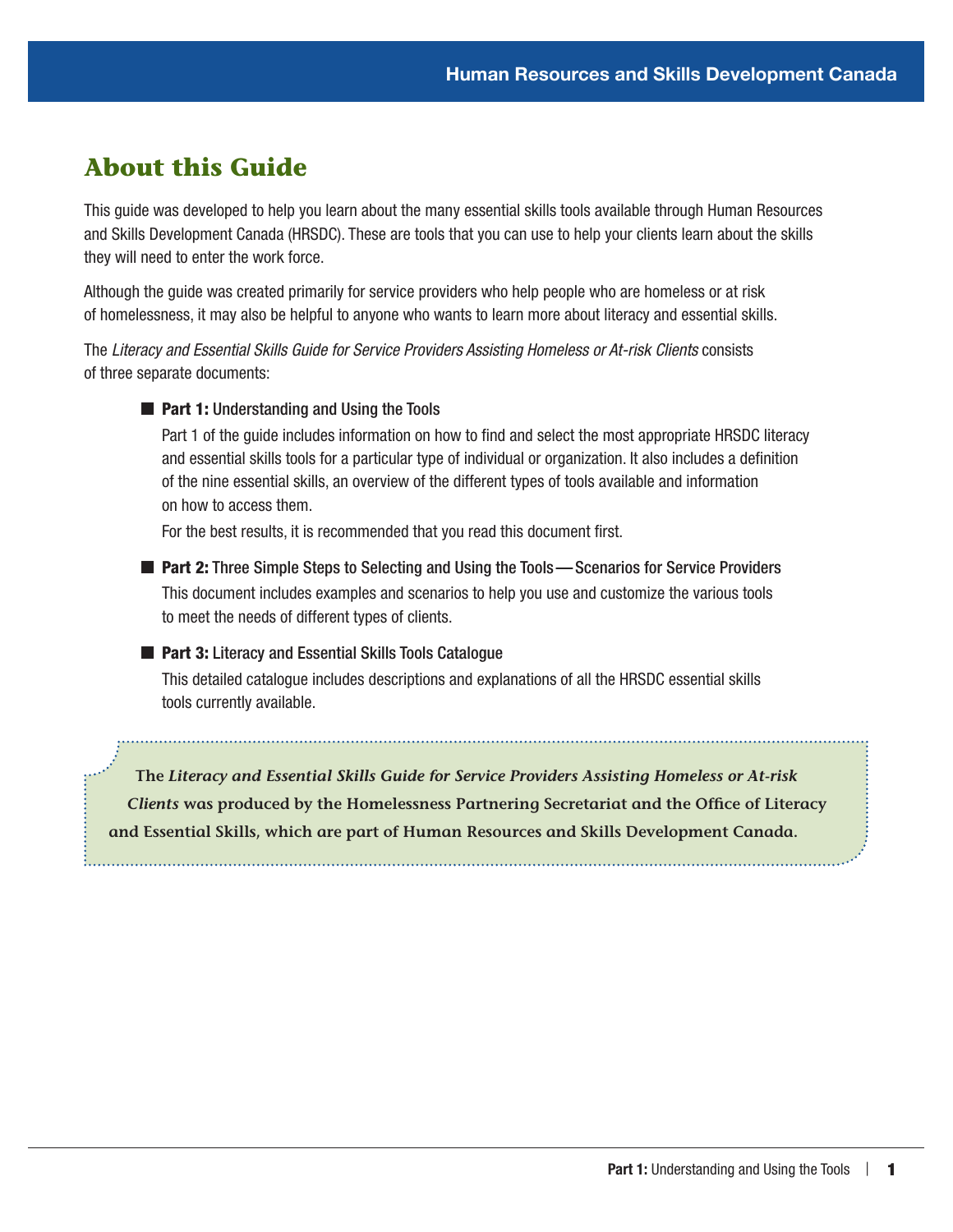# About this Guide

This guide was developed to help you learn about the many essential skills tools available through Human Resources and Skills Development Canada (HRSDC). These are tools that you can use to help your clients learn about the skills they will need to enter the work force.

Although the guide was created primarily for service providers who help people who are homeless or at risk of homelessness, it may also be helpful to anyone who wants to learn more about literacy and essential skills.

The *Literacy and Essential Skills Guide for Service Providers Assisting Homeless or At-risk Clients* consists of three separate documents:

- **Part 1:** Understanding and Using the Tools

  Part 1 of the guide includes information on how to find and select the most appropriate HRSDC literacy and essential skills tools for a particular type of individual or organization. It also includes a definition of the nine essential skills, an overview of the different types of tools available and information on how to access them.

  For the best results, it is recommended that you read this document first.

- **Part 2:** Three Simple Steps to Selecting and Using the Tools — Scenarios for Service Providers

  This document includes examples and scenarios to help you use and customize the various tools to meet the needs of different types of clients.

- **Part 3:** Literacy and Essential Skills Tools Catalogue

  This detailed catalogue includes descriptions and explanations of all the HRSDC essential skills tools currently available.

**The *Literacy and Essential Skills Guide for Service Providers Assisting Homeless or At-risk Clients* was produced by the Homelessness Partnering Secretariat and the Office of Literacy and Essential Skills, which are part of Human Resources and Skills Development Canada.**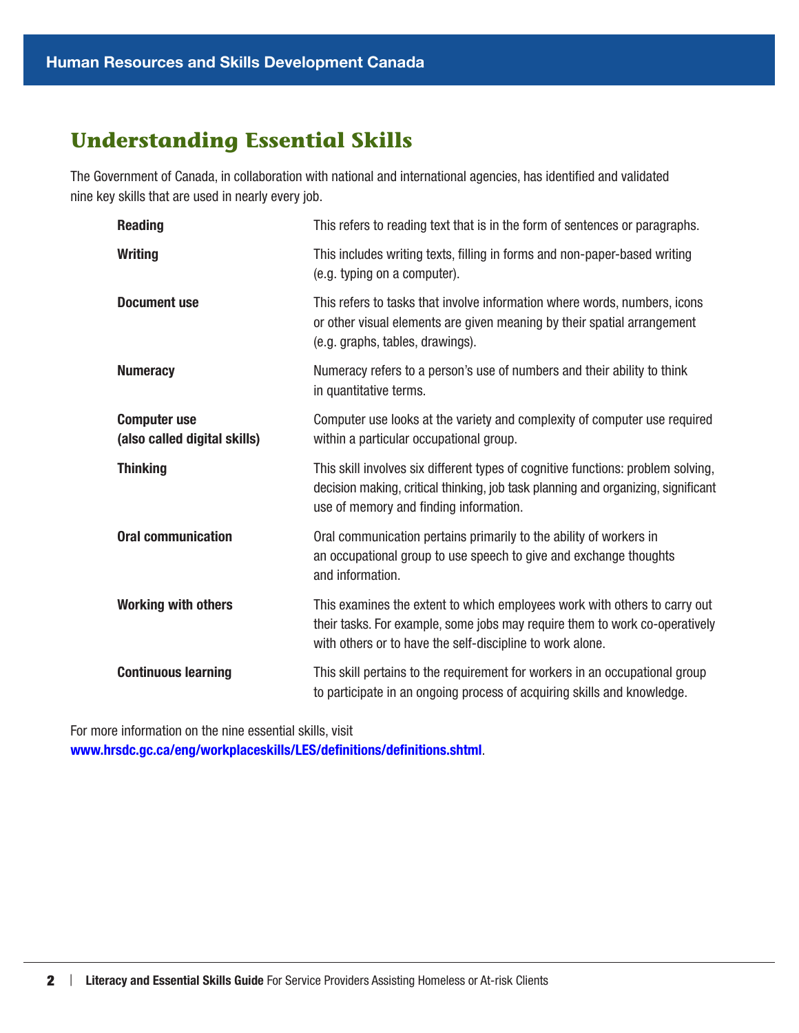## Understanding Essential Skills

The Government of Canada, in collaboration with national and international agencies, has identified and validated nine key skills that are used in nearly every job.

| | |
|---|---|
| **Reading** | This refers to reading text that is in the form of sentences or paragraphs. |
| **Writing** | This includes writing texts, filling in forms and non-paper-based writing (e.g. typing on a computer). |
| **Document use** | This refers to tasks that involve information where words, numbers, icons or other visual elements are given meaning by their spatial arrangement (e.g. graphs, tables, drawings). |
| **Numeracy** | Numeracy refers to a person's use of numbers and their ability to think in quantitative terms. |
| **Computer use (also called digital skills)** | Computer use looks at the variety and complexity of computer use required within a particular occupational group. |
| **Thinking** | This skill involves six different types of cognitive functions: problem solving, decision making, critical thinking, job task planning and organizing, significant use of memory and finding information. |
| **Oral communication** | Oral communication pertains primarily to the ability of workers in an occupational group to use speech to give and exchange thoughts and information. |
| **Working with others** | This examines the extent to which employees work with others to carry out their tasks. For example, some jobs may require them to work co-operatively with others or to have the self-discipline to work alone. |
| **Continuous learning** | This skill pertains to the requirement for workers in an occupational group to participate in an ongoing process of acquiring skills and knowledge. |

For more information on the nine essential skills, visit **www.hrsdc.gc.ca/eng/workplaceskills/LES/definitions/definitions.shtml**.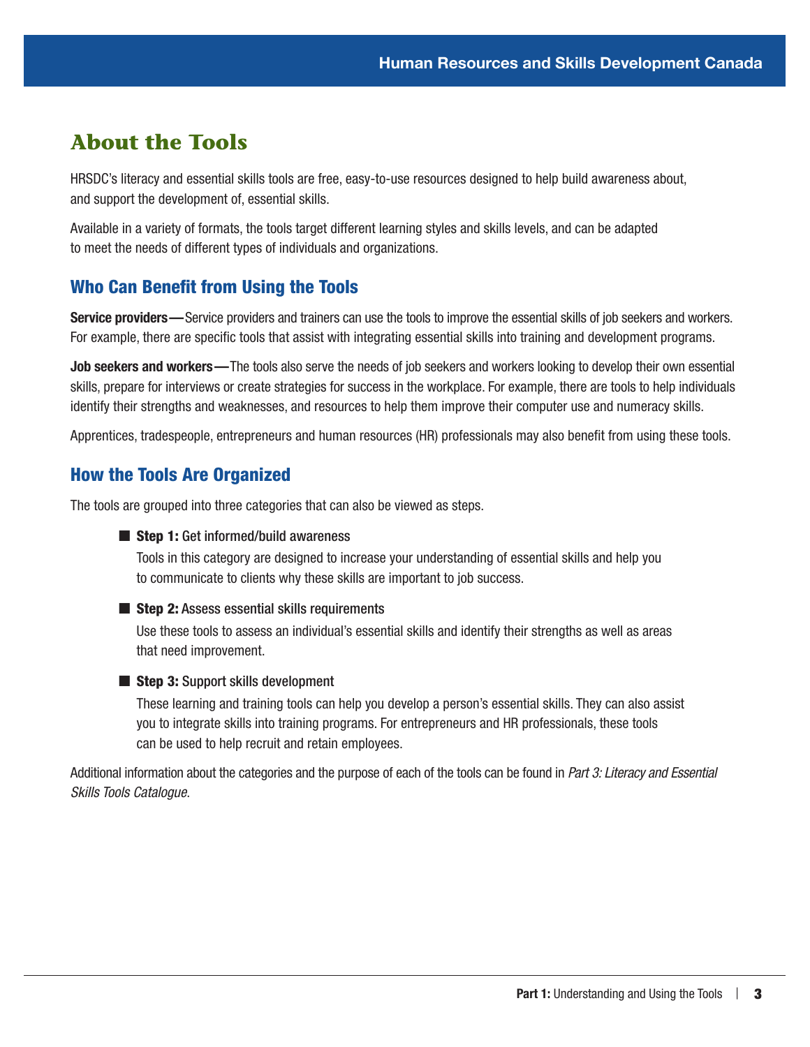# About the Tools

HRSDC's literacy and essential skills tools are free, easy-to-use resources designed to help build awareness about, and support the development of, essential skills.

Available in a variety of formats, the tools target different learning styles and skills levels, and can be adapted to meet the needs of different types of individuals and organizations.

## Who Can Benefit from Using the Tools

**Service providers—**Service providers and trainers can use the tools to improve the essential skills of job seekers and workers. For example, there are specific tools that assist with integrating essential skills into training and development programs.

**Job seekers and workers—**The tools also serve the needs of job seekers and workers looking to develop their own essential skills, prepare for interviews or create strategies for success in the workplace. For example, there are tools to help individuals identify their strengths and weaknesses, and resources to help them improve their computer use and numeracy skills.

Apprentices, tradespeople, entrepreneurs and human resources (HR) professionals may also benefit from using these tools.

## How the Tools Are Organized

The tools are grouped into three categories that can also be viewed as steps.

- **Step 1:** Get informed/build awareness

  Tools in this category are designed to increase your understanding of essential skills and help you to communicate to clients why these skills are important to job success.

- **Step 2:** Assess essential skills requirements

  Use these tools to assess an individual's essential skills and identify their strengths as well as areas that need improvement.

- **Step 3:** Support skills development

  These learning and training tools can help you develop a person's essential skills. They can also assist you to integrate skills into training programs. For entrepreneurs and HR professionals, these tools can be used to help recruit and retain employees.

Additional information about the categories and the purpose of each of the tools can be found in *Part 3: Literacy and Essential Skills Tools Catalogue*.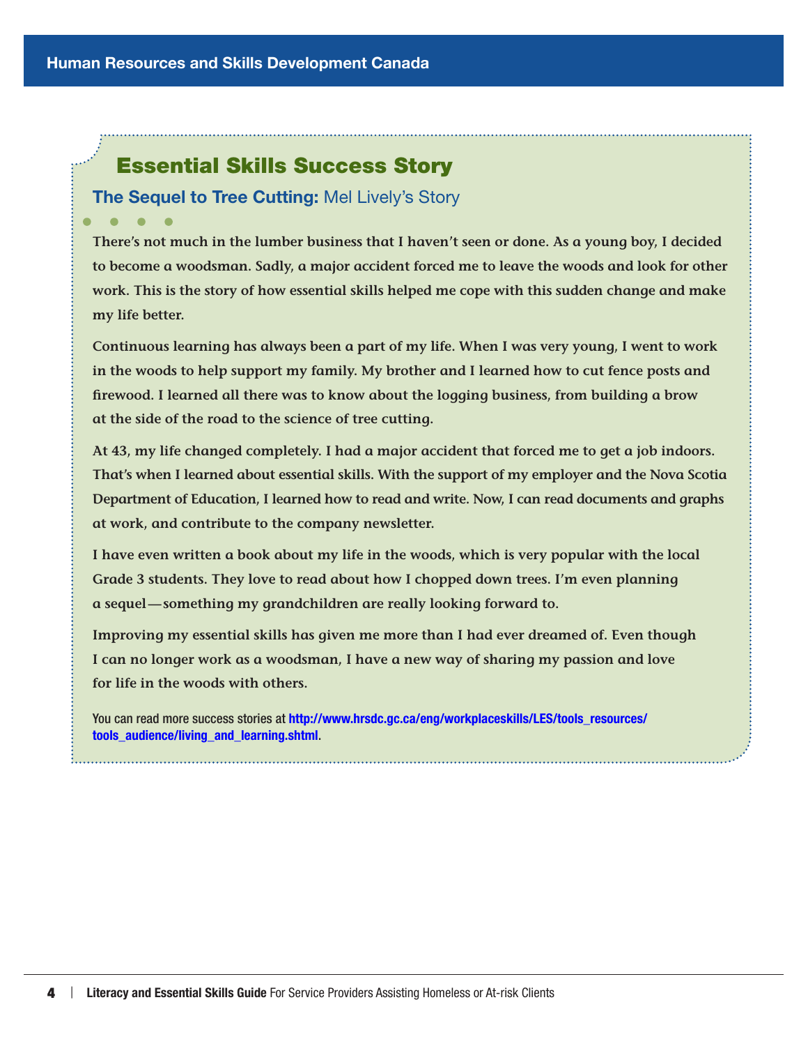## Essential Skills Success Story

### **The Sequel to Tree Cutting:** Mel Lively's Story

There's not much in the lumber business that I haven't seen or done. As a young boy, I decided to become a woodsman. Sadly, a major accident forced me to leave the woods and look for other work. This is the story of how essential skills helped me cope with this sudden change and make my life better.

Continuous learning has always been a part of my life. When I was very young, I went to work in the woods to help support my family. My brother and I learned how to cut fence posts and firewood. I learned all there was to know about the logging business, from building a brow at the side of the road to the science of tree cutting.

At 43, my life changed completely. I had a major accident that forced me to get a job indoors. That's when I learned about essential skills. With the support of my employer and the Nova Scotia Department of Education, I learned how to read and write. Now, I can read documents and graphs at work, and contribute to the company newsletter.

I have even written a book about my life in the woods, which is very popular with the local Grade 3 students. They love to read about how I chopped down trees. I'm even planning a sequel—something my grandchildren are really looking forward to.

Improving my essential skills has given me more than I had ever dreamed of. Even though I can no longer work as a woodsman, I have a new way of sharing my passion and love for life in the woods with others.

You can read more success stories at **http://www.hrsdc.gc.ca/eng/workplaceskills/LES/tools_resources/tools_audience/living_and_learning.shtml**.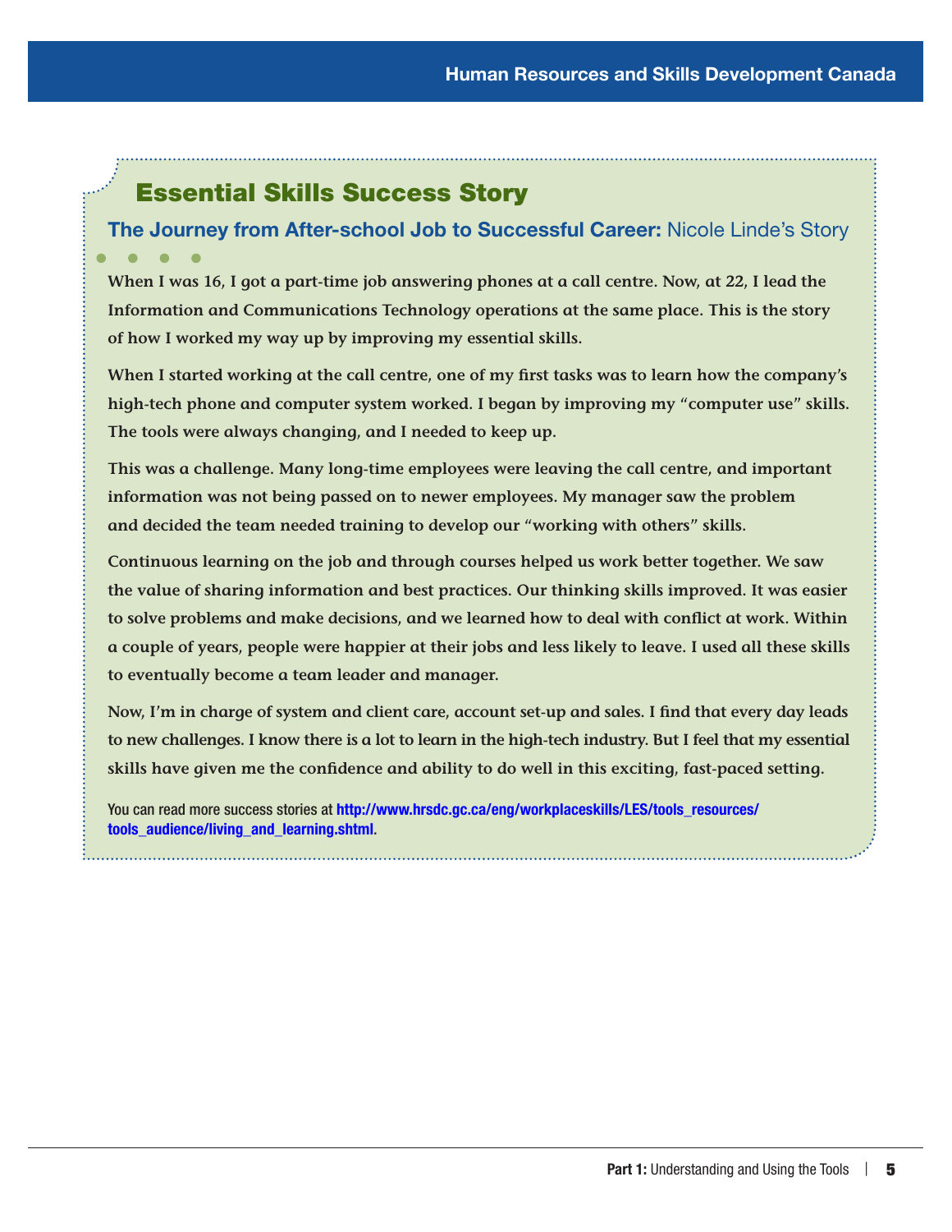## Essential Skills Success Story

### The Journey from After-school Job to Successful Career: Nicole Linde's Story

When I was 16, I got a part-time job answering phones at a call centre. Now, at 22, I lead the Information and Communications Technology operations at the same place. This is the story of how I worked my way up by improving my essential skills.

When I started working at the call centre, one of my first tasks was to learn how the company's high-tech phone and computer system worked. I began by improving my "computer use" skills. The tools were always changing, and I needed to keep up.

This was a challenge. Many long-time employees were leaving the call centre, and important information was not being passed on to newer employees. My manager saw the problem and decided the team needed training to develop our "working with others" skills.

Continuous learning on the job and through courses helped us work better together. We saw the value of sharing information and best practices. Our thinking skills improved. It was easier to solve problems and make decisions, and we learned how to deal with conflict at work. Within a couple of years, people were happier at their jobs and less likely to leave. I used all these skills to eventually become a team leader and manager.

Now, I'm in charge of system and client care, account set-up and sales. I find that every day leads to new challenges. I know there is a lot to learn in the high-tech industry. But I feel that my essential skills have given me the confidence and ability to do well in this exciting, fast-paced setting.

You can read more success stories at **http://www.hrsdc.gc.ca/eng/workplaceskills/LES/tools_resources/tools_audience/living_and_learning.shtml**.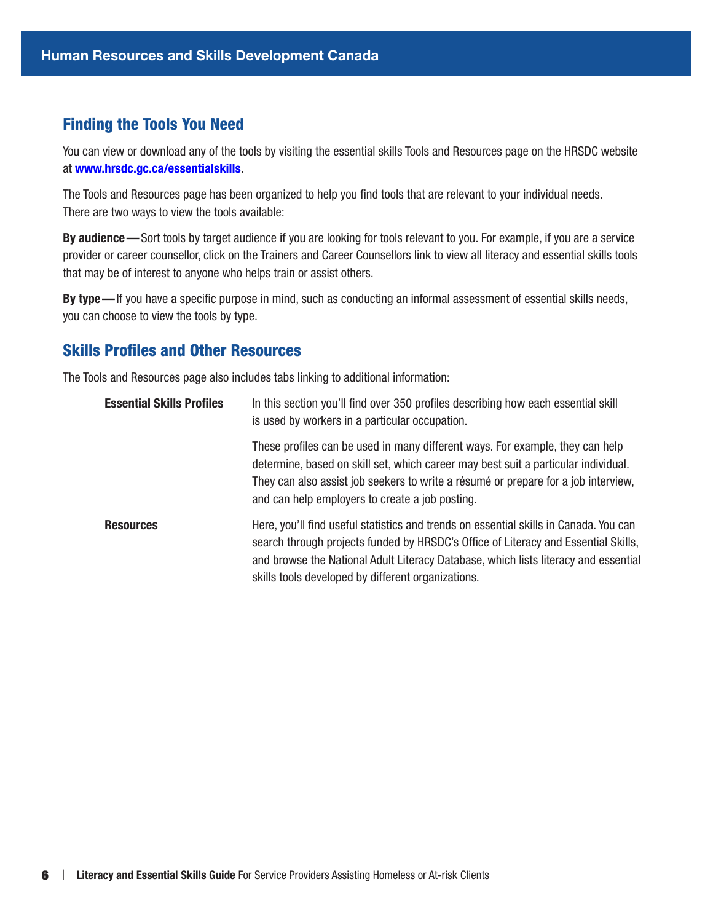## Finding the Tools You Need

You can view or download any of the tools by visiting the essential skills Tools and Resources page on the HRSDC website at **www.hrsdc.gc.ca/essentialskills**.

The Tools and Resources page has been organized to help you find tools that are relevant to your individual needs. There are two ways to view the tools available:

**By audience —** Sort tools by target audience if you are looking for tools relevant to you. For example, if you are a service provider or career counsellor, click on the Trainers and Career Counsellors link to view all literacy and essential skills tools that may be of interest to anyone who helps train or assist others.

**By type —** If you have a specific purpose in mind, such as conducting an informal assessment of essential skills needs, you can choose to view the tools by type.

## Skills Profiles and Other Resources

The Tools and Resources page also includes tabs linking to additional information:

**Essential Skills Profiles**

In this section you'll find over 350 profiles describing how each essential skill is used by workers in a particular occupation.

These profiles can be used in many different ways. For example, they can help determine, based on skill set, which career may best suit a particular individual. They can also assist job seekers to write a résumé or prepare for a job interview, and can help employers to create a job posting.

**Resources**

Here, you'll find useful statistics and trends on essential skills in Canada. You can search through projects funded by HRSDC's Office of Literacy and Essential Skills, and browse the National Adult Literacy Database, which lists literacy and essential skills tools developed by different organizations.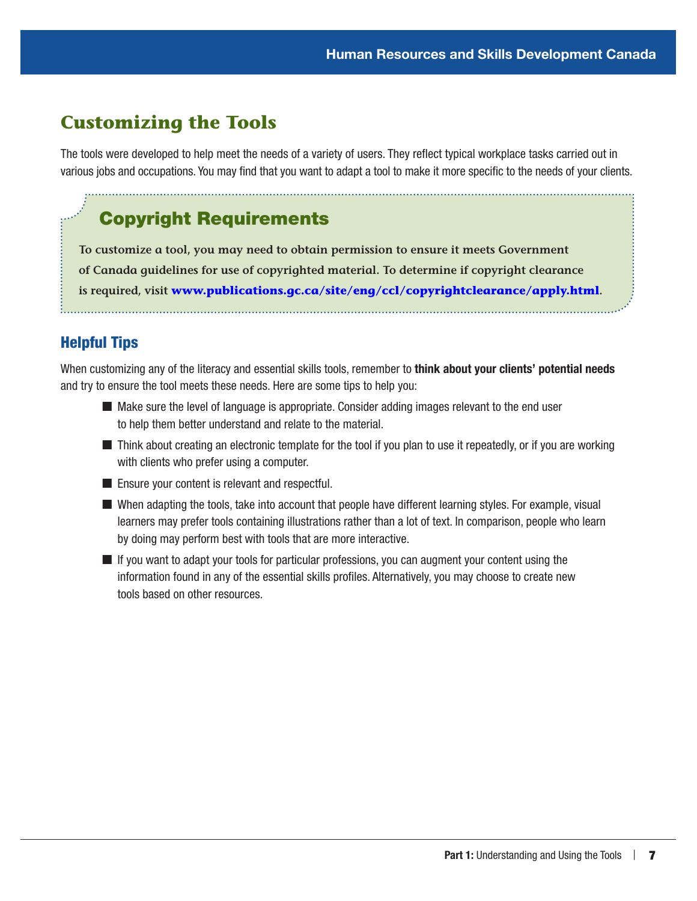## Customizing the Tools

The tools were developed to help meet the needs of a variety of users. They reflect typical workplace tasks carried out in various jobs and occupations. You may find that you want to adapt a tool to make it more specific to the needs of your clients.

### Copyright Requirements

**To customize a tool, you may need to obtain permission to ensure it meets Government of Canada guidelines for use of copyrighted material. To determine if copyright clearance is required, visit www.publications.gc.ca/site/eng/ccl/copyrightclearance/apply.html.**

### Helpful Tips

When customizing any of the literacy and essential skills tools, remember to **think about your clients' potential needs** and try to ensure the tool meets these needs. Here are some tips to help you:

- Make sure the level of language is appropriate. Consider adding images relevant to the end user to help them better understand and relate to the material.
- Think about creating an electronic template for the tool if you plan to use it repeatedly, or if you are working with clients who prefer using a computer.
- Ensure your content is relevant and respectful.
- When adapting the tools, take into account that people have different learning styles. For example, visual learners may prefer tools containing illustrations rather than a lot of text. In comparison, people who learn by doing may perform best with tools that are more interactive.
- If you want to adapt your tools for particular professions, you can augment your content using the information found in any of the essential skills profiles. Alternatively, you may choose to create new tools based on other resources.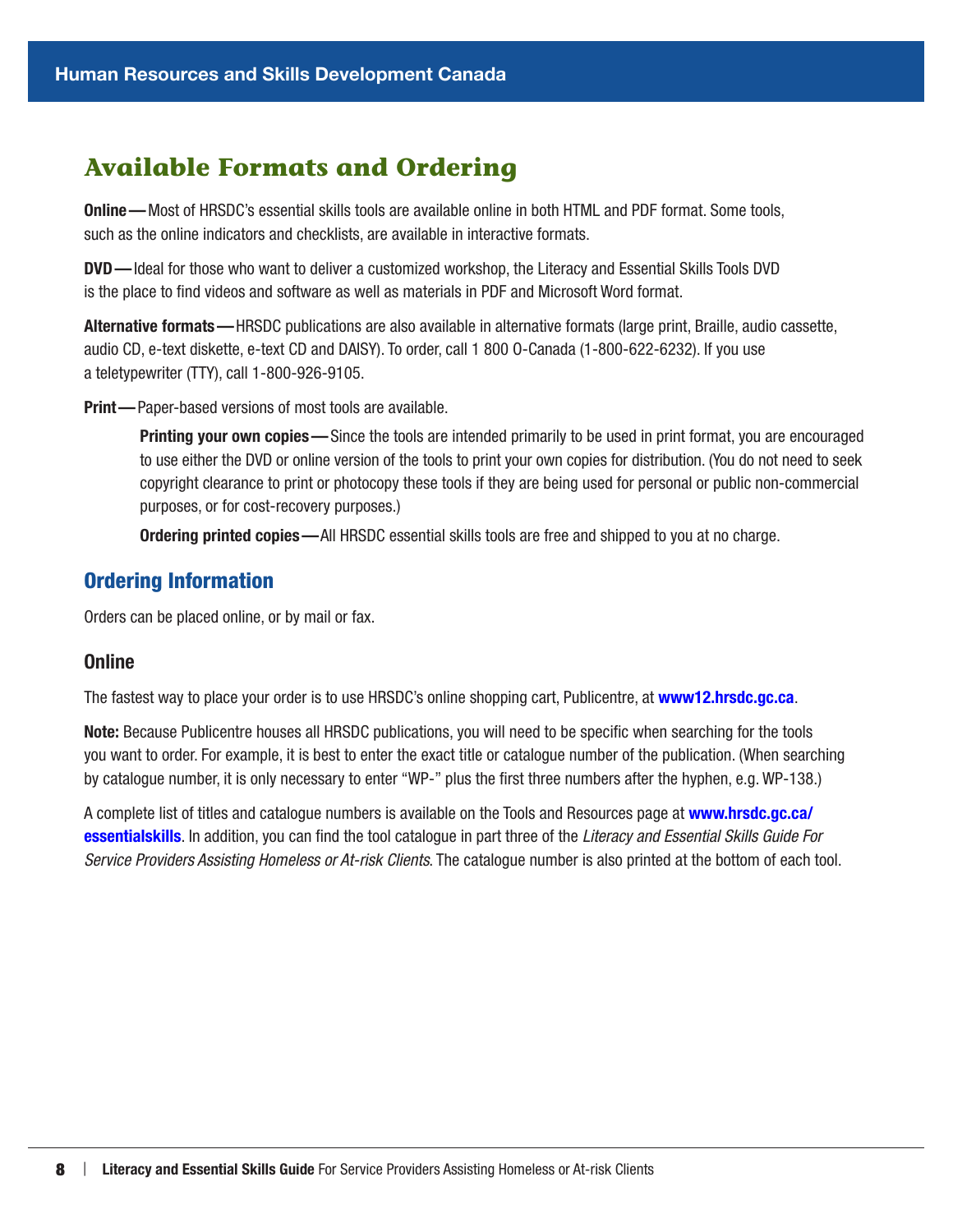# Available Formats and Ordering

**Online —** Most of HRSDC's essential skills tools are available online in both HTML and PDF format. Some tools, such as the online indicators and checklists, are available in interactive formats.

**DVD —** Ideal for those who want to deliver a customized workshop, the Literacy and Essential Skills Tools DVD is the place to find videos and software as well as materials in PDF and Microsoft Word format.

**Alternative formats —** HRSDC publications are also available in alternative formats (large print, Braille, audio cassette, audio CD, e-text diskette, e-text CD and DAISY). To order, call 1 800 O-Canada (1-800-622-6232). If you use a teletypewriter (TTY), call 1-800-926-9105.

**Print —** Paper-based versions of most tools are available.

> **Printing your own copies —** Since the tools are intended primarily to be used in print format, you are encouraged to use either the DVD or online version of the tools to print your own copies for distribution. (You do not need to seek copyright clearance to print or photocopy these tools if they are being used for personal or public non-commercial purposes, or for cost-recovery purposes.)
>
> **Ordering printed copies —** All HRSDC essential skills tools are free and shipped to you at no charge.

## Ordering Information

Orders can be placed online, or by mail or fax.

### Online

The fastest way to place your order is to use HRSDC's online shopping cart, Publicentre, at **www12.hrsdc.gc.ca**.

**Note:** Because Publicentre houses all HRSDC publications, you will need to be specific when searching for the tools you want to order. For example, it is best to enter the exact title or catalogue number of the publication. (When searching by catalogue number, it is only necessary to enter "WP-" plus the first three numbers after the hyphen, e.g. WP-138.)

A complete list of titles and catalogue numbers is available on the Tools and Resources page at **www.hrsdc.gc.ca/essentialskills**. In addition, you can find the tool catalogue in part three of the *Literacy and Essential Skills Guide For Service Providers Assisting Homeless or At-risk Clients*. The catalogue number is also printed at the bottom of each tool.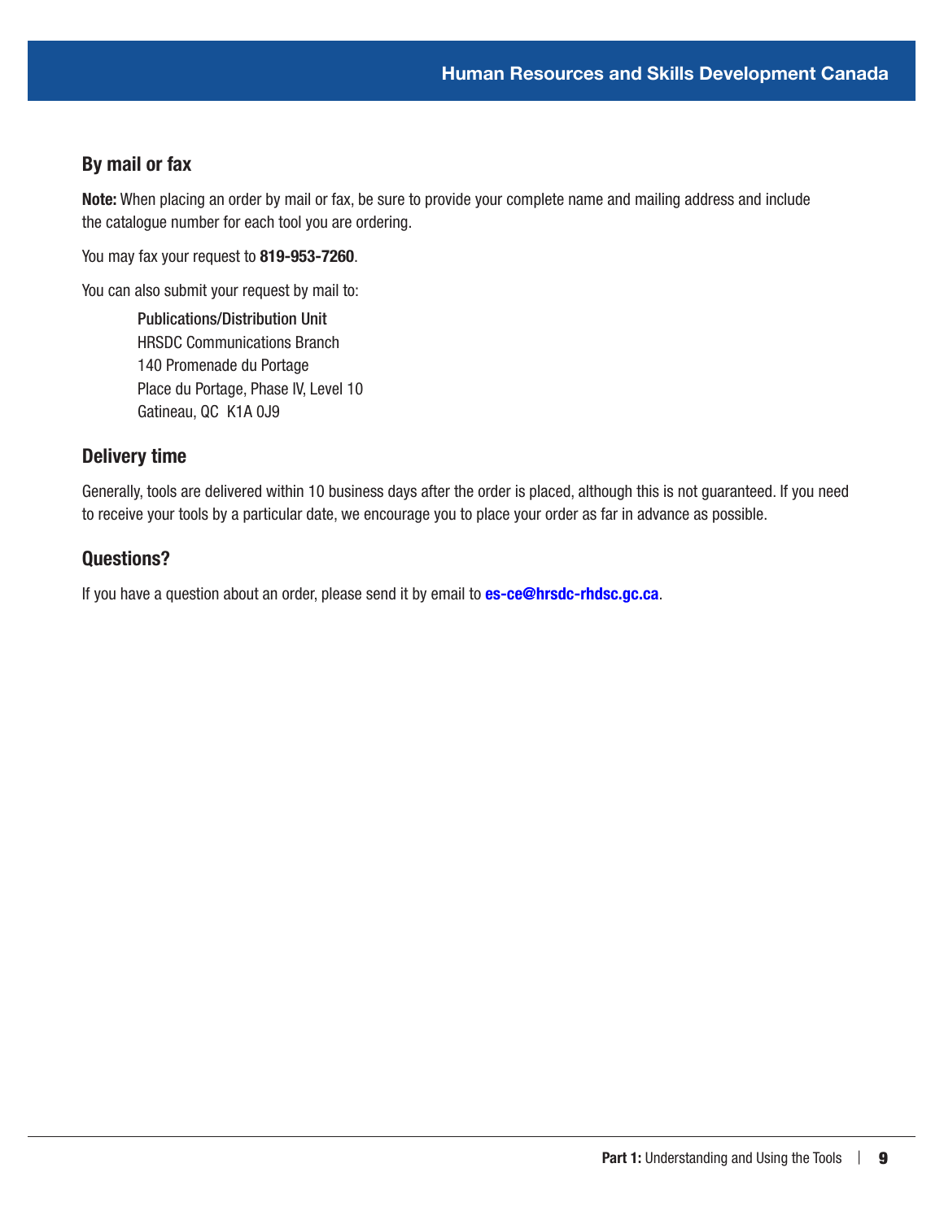## By mail or fax

**Note:** When placing an order by mail or fax, be sure to provide your complete name and mailing address and include the catalogue number for each tool you are ordering.

You may fax your request to **819-953-7260**.

You can also submit your request by mail to:

Publications/Distribution Unit
HRSDC Communications Branch
140 Promenade du Portage
Place du Portage, Phase IV, Level 10
Gatineau, QC  K1A 0J9

## Delivery time

Generally, tools are delivered within 10 business days after the order is placed, although this is not guaranteed. If you need to receive your tools by a particular date, we encourage you to place your order as far in advance as possible.

## Questions?

If you have a question about an order, please send it by email to **es-ce@hrsdc-rhdsc.gc.ca**.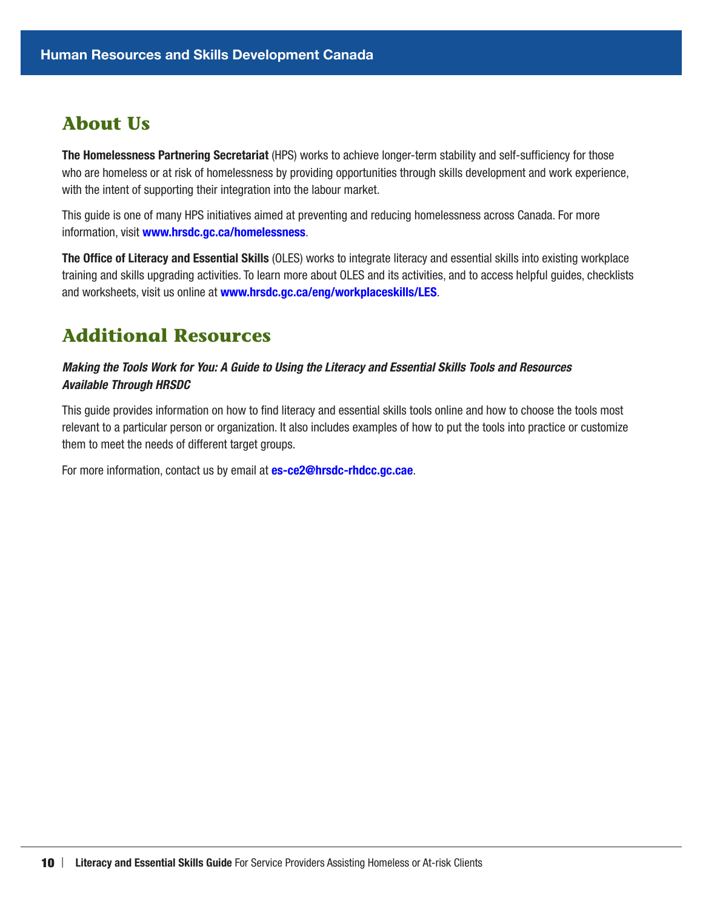## About Us

**The Homelessness Partnering Secretariat** (HPS) works to achieve longer-term stability and self-sufficiency for those who are homeless or at risk of homelessness by providing opportunities through skills development and work experience, with the intent of supporting their integration into the labour market.

This guide is one of many HPS initiatives aimed at preventing and reducing homelessness across Canada. For more information, visit **www.hrsdc.gc.ca/homelessness**.

**The Office of Literacy and Essential Skills** (OLES) works to integrate literacy and essential skills into existing workplace training and skills upgrading activities. To learn more about OLES and its activities, and to access helpful guides, checklists and worksheets, visit us online at **www.hrsdc.gc.ca/eng/workplaceskills/LES**.

## Additional Resources

***Making the Tools Work for You: A Guide to Using the Literacy and Essential Skills Tools and Resources Available Through HRSDC***

This guide provides information on how to find literacy and essential skills tools online and how to choose the tools most relevant to a particular person or organization. It also includes examples of how to put the tools into practice or customize them to meet the needs of different target groups.

For more information, contact us by email at **es-ce2@hrsdc-rhdcc.gc.cae**.